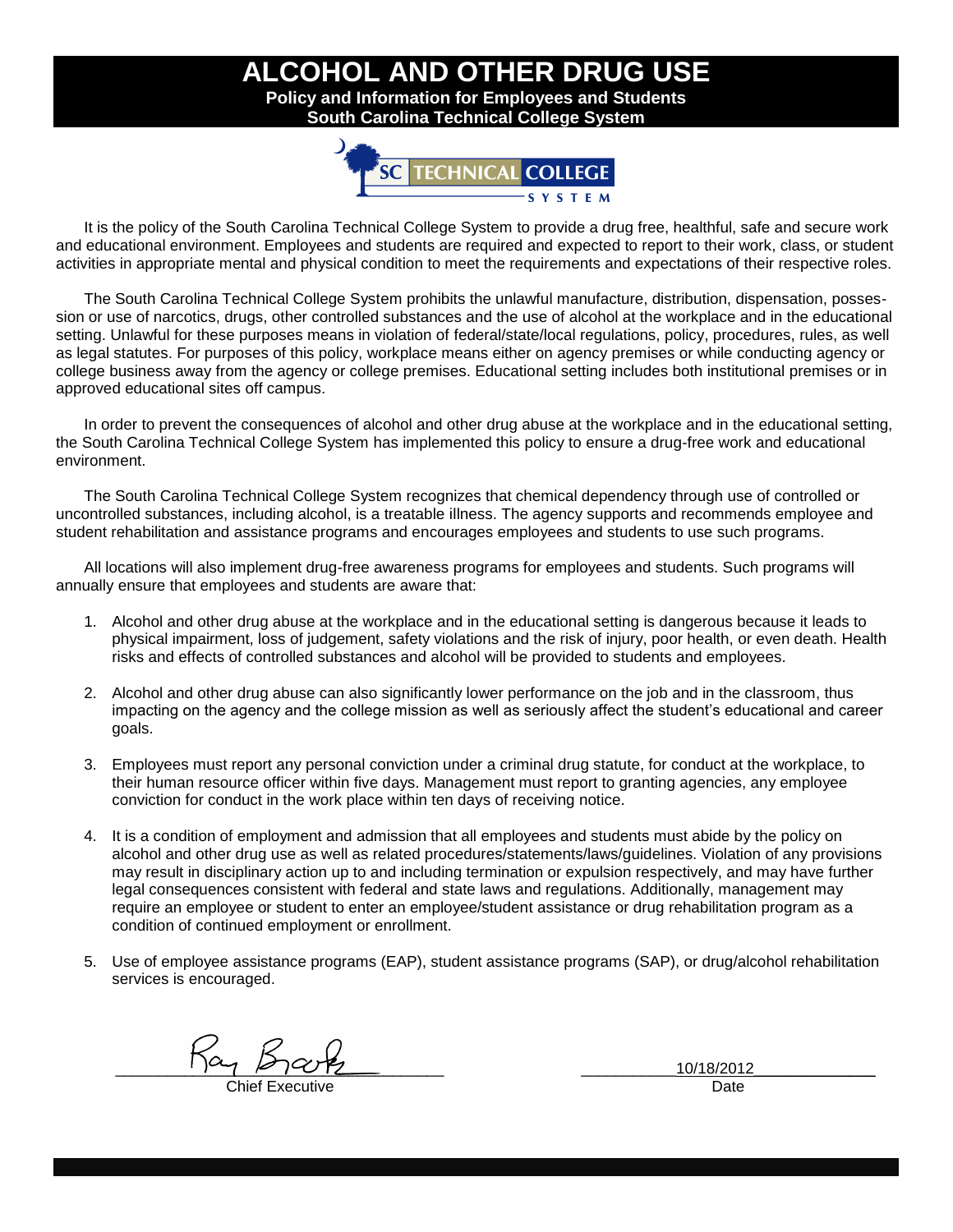# ALCOHOL AND OTHER DRUG USE

**Policy and Information for Employees and Students**
**South Carolina Technical College System**

It is the policy of the South Carolina Technical College System to provide a drug free, healthful, safe and secure work and educational environment. Employees and students are required and expected to report to their work, class, or student activities in appropriate mental and physical condition to meet the requirements and expectations of their respective roles.

The South Carolina Technical College System prohibits the unlawful manufacture, distribution, dispensation, possession or use of narcotics, drugs, other controlled substances and the use of alcohol at the workplace and in the educational setting. Unlawful for these purposes means in violation of federal/state/local regulations, policy, procedures, rules, as well as legal statutes. For purposes of this policy, workplace means either on agency premises or while conducting agency or college business away from the agency or college premises. Educational setting includes both institutional premises or in approved educational sites off campus.

In order to prevent the consequences of alcohol and other drug abuse at the workplace and in the educational setting, the South Carolina Technical College System has implemented this policy to ensure a drug-free work and educational environment.

The South Carolina Technical College System recognizes that chemical dependency through use of controlled or uncontrolled substances, including alcohol, is a treatable illness. The agency supports and recommends employee and student rehabilitation and assistance programs and encourages employees and students to use such programs.

All locations will also implement drug-free awareness programs for employees and students. Such programs will annually ensure that employees and students are aware that:

1. Alcohol and other drug abuse at the workplace and in the educational setting is dangerous because it leads to physical impairment, loss of judgement, safety violations and the risk of injury, poor health, or even death. Health risks and effects of controlled substances and alcohol will be provided to students and employees.

2. Alcohol and other drug abuse can also significantly lower performance on the job and in the classroom, thus impacting on the agency and the college mission as well as seriously affect the student's educational and career goals.

3. Employees must report any personal conviction under a criminal drug statute, for conduct at the workplace, to their human resource officer within five days. Management must report to granting agencies, any employee conviction for conduct in the work place within ten days of receiving notice.

4. It is a condition of employment and admission that all employees and students must abide by the policy on alcohol and other drug use as well as related procedures/statements/laws/guidelines. Violation of any provisions may result in disciplinary action up to and including termination or expulsion respectively, and may have further legal consequences consistent with federal and state laws and regulations. Additionally, management may require an employee or student to enter an employee/student assistance or drug rehabilitation program as a condition of continued employment or enrollment.

5. Use of employee assistance programs (EAP), student assistance programs (SAP), or drug/alcohol rehabilitation services is encouraged.

Ray Brooks
Chief Executive

10/18/2012
Date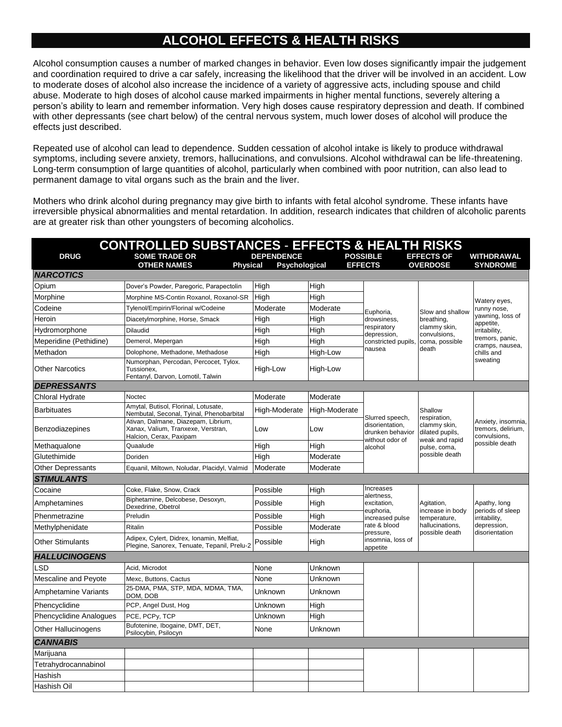# ALCOHOL EFFECTS & HEALTH RISKS

Alcohol consumption causes a number of marked changes in behavior. Even low doses significantly impair the judgement and coordination required to drive a car safely, increasing the likelihood that the driver will be involved in an accident. Low to moderate doses of alcohol also increase the incidence of a variety of aggressive acts, including spouse and child abuse. Moderate to high doses of alcohol cause marked impairments in higher mental functions, severely altering a person's ability to learn and remember information. Very high doses cause respiratory depression and death. If combined with other depressants (see chart below) of the central nervous system, much lower doses of alcohol will produce the effects just described.

Repeated use of alcohol can lead to dependence. Sudden cessation of alcohol intake is likely to produce withdrawal symptoms, including severe anxiety, tremors, hallucinations, and convulsions. Alcohol withdrawal can be life-threatening. Long-term consumption of large quantities of alcohol, particularly when combined with poor nutrition, can also lead to permanent damage to vital organs such as the brain and the liver.

Mothers who drink alcohol during pregnancy may give birth to infants with fetal alcohol syndrome. These infants have irreversible physical abnormalities and mental retardation. In addition, research indicates that children of alcoholic parents are at greater risk than other youngsters of becoming alcoholics.

# CONTROLLED SUBSTANCES - EFFECTS & HEALTH RISKS

| DRUG | SOME TRADE OR OTHER NAMES | DEPENDENCE Physical | DEPENDENCE Psychological | POSSIBLE EFFECTS | EFFECTS OF OVERDOSE | WITHDRAWAL SYNDROME |
|---|---|---|---|---|---|---|
| ***NARCOTICS*** | | | | | | |
| Opium | Dover's Powder, Paregoric, Parapectolin | High | High | Euphoria, drowsiness, respiratory depression, constricted pupils, nausea | Slow and shallow breathing, clammy skin, convulsions, coma, possible death | Watery eyes, runny nose, yawning, loss of appetite, irritability, tremors, panic, cramps, nausea, chills and sweating |
| Morphine | Morphine MS-Contin Roxanol, Roxanol-SR | High | High | | | |
| Codeine | Tylenol/Empirin/Florinal w/Codeine | Moderate | Moderate | | | |
| Heroin | Diacetylmorphine, Horse, Smack | High | High | | | |
| Hydromorphone | Dilaudid | High | High | | | |
| Meperidine (Pethidine) | Demerol, Mepergan | High | High | | | |
| Methadon | Dolophone, Methadone, Methadose | High | High-Low | | | |
| Other Narcotics | Numorphan, Percodan, Percocet, Tylox. Tussionex, Fentanyl, Darvon, Lomotil, Talwin | High-Low | High-Low | | | |
| ***DEPRESSANTS*** | | | | | | |
| Chloral Hydrate | Noctec | Moderate | Moderate | Slurred speech, disorientation, drunken behavior without odor of alcohol | Shallow respiration, clammy skin, dilated pupils, weak and rapid pulse, coma, possible death | Anxiety, insomnia, tremors, delirium, convulsions, possible death |
| Barbituates | Amytal, Butisol, Florinal, Lotusate, Nembutal, Seconal, Tyinal, Phenobarbital | High-Moderate | High-Moderate | | | |
| Benzodiazepines | Ativan, Dalmane, Diazepam, Librium, Xanax, Valium, Tranxexe, Verstran, Halcion, Cerax, Paxipam | Low | Low | | | |
| Methaqualone | Quaalude | High | High | | | |
| Glutethimide | Doriden | High | Moderate | | | |
| Other Depressants | Equanil, Miltown, Noludar, Placidyl, Valmid | Moderate | Moderate | | | |
| ***STIMULANTS*** | | | | | | |
| Cocaine | Coke, Flake, Snow, Crack | Possible | High | Increases alertness, excitation, euphoria, increased pulse rate & blood pressure, insomnia, loss of appetite | Agitation, increase in body temperature, hallucinations, possible death | Apathy, long periods of sleep irritability, depression, disorientation |
| Amphetamines | Biphetamine, Delcobese, Desoxyn, Dexedrine, Obetrol | Possible | High | | | |
| Phenmetrazine | Preludin | Possible | High | | | |
| Methylphenidate | Ritalin | Possible | Moderate | | | |
| Other Stimulants | Adipex, Cylert, Didrex, Ionamin, Melfiat, Plegine, Sanorex, Tenuate, Tepanil, Prelu-2 | Possible | High | | | |
| ***HALLUCINOGENS*** | | | | | | |
| LSD | Acid, Microdot | None | Unknown | | | |
| Mescaline and Peyote | Mexc, Buttons, Cactus | None | Unknown | | | |
| Amphetamine Variants | 25-DMA, PMA, STP, MDA, MDMA, TMA, DOM, DOB | Unknown | Unknown | | | |
| Phencyclidine | PCP, Angel Dust, Hog | Unknown | High | | | |
| Phencyclidine Analogues | PCE, PCPy, TCP | Unknown | High | | | |
| Other Hallucinogens | Bufotenine, Ibogaine, DMT, DET, Psilocybin, Psilocyn | None | Unknown | | | |
| ***CANNABIS*** | | | | | | |
| Marijuana | | | | | | |
| Tetrahydrocannabinol | | | | | | |
| Hashish | | | | | | |
| Hashish Oil | | | | | | |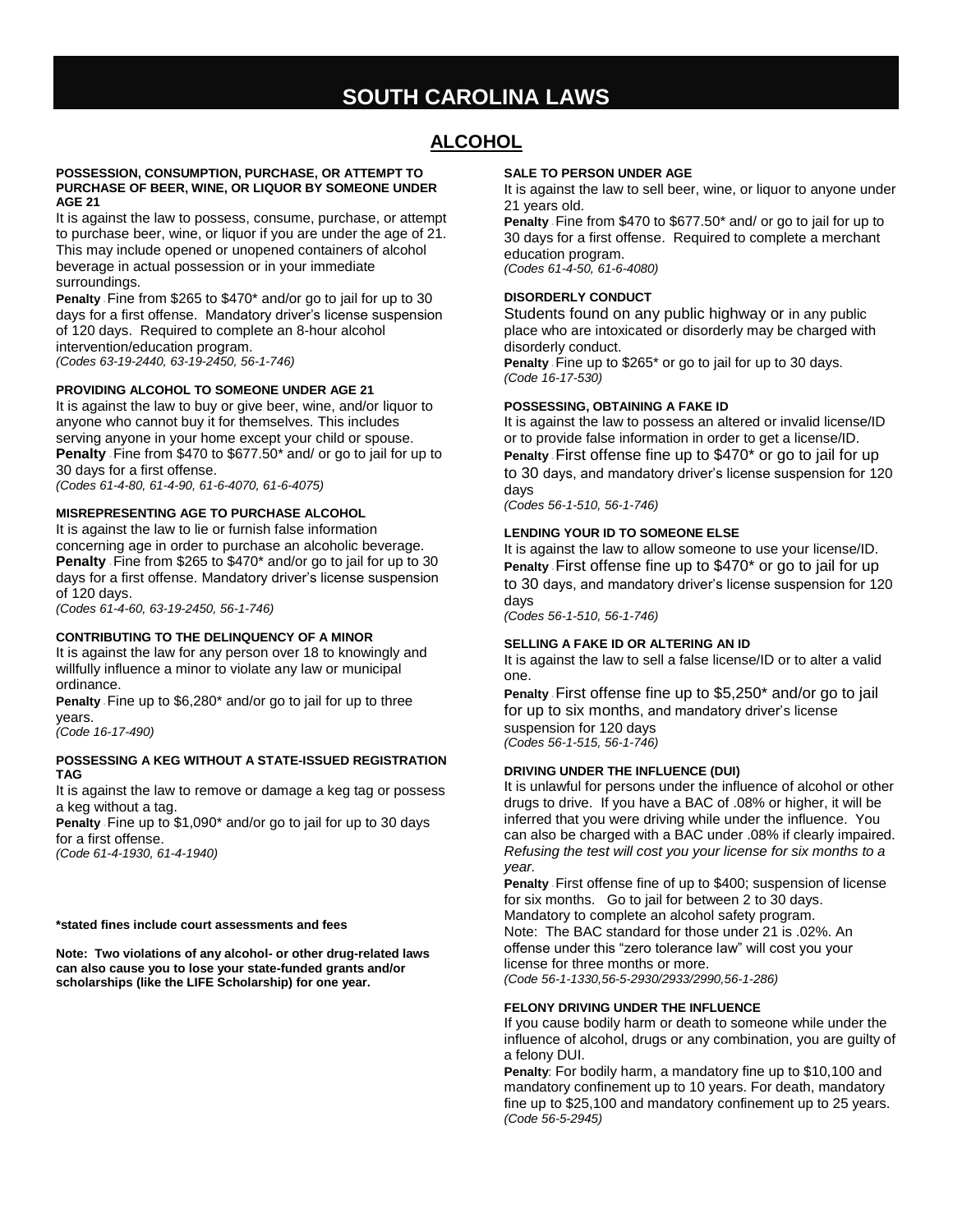# SOUTH CAROLINA LAWS

## ALCOHOL

### POSSESSION, CONSUMPTION, PURCHASE, OR ATTEMPT TO PURCHASE OF BEER, WINE, OR LIQUOR BY SOMEONE UNDER AGE 21

It is against the law to possess, consume, purchase, or attempt to purchase beer, wine, or liquor if you are under the age of 21. This may include opened or unopened containers of alcohol beverage in actual possession or in your immediate surroundings.

**Penalty** - Fine from $265 to $470* and/or go to jail for up to 30 days for a first offense. Mandatory driver's license suspension of 120 days. Required to complete an 8-hour alcohol intervention/education program.

*(Codes 63-19-2440, 63-19-2450, 56-1-746)*

### PROVIDING ALCOHOL TO SOMEONE UNDER AGE 21

It is against the law to buy or give beer, wine, and/or liquor to anyone who cannot buy it for themselves. This includes serving anyone in your home except your child or spouse.

**Penalty** - Fine from $470 to $677.50* and/ or go to jail for up to 30 days for a first offense.

*(Codes 61-4-80, 61-4-90, 61-6-4070, 61-6-4075)*

### MISREPRESENTING AGE TO PURCHASE ALCOHOL

It is against the law to lie or furnish false information concerning age in order to purchase an alcoholic beverage.

**Penalty** - Fine from $265 to $470* and/or go to jail for up to 30 days for a first offense. Mandatory driver's license suspension of 120 days.

*(Codes 61-4-60, 63-19-2450, 56-1-746)*

### CONTRIBUTING TO THE DELINQUENCY OF A MINOR

It is against the law for any person over 18 to knowingly and willfully influence a minor to violate any law or municipal ordinance.

**Penalty** - Fine up to $6,280* and/or go to jail for up to three years.

*(Code 16-17-490)*

### POSSESSING A KEG WITHOUT A STATE-ISSUED REGISTRATION TAG

It is against the law to remove or damage a keg tag or possess a keg without a tag.

**Penalty** - Fine up to $1,090* and/or go to jail for up to 30 days for a first offense.

*(Code 61-4-1930, 61-4-1940)*

**\*stated fines include court assessments and fees**

**Note: Two violations of any alcohol- or other drug-related laws can also cause you to lose your state-funded grants and/or scholarships (like the LIFE Scholarship) for one year.**

### SALE TO PERSON UNDER AGE

It is against the law to sell beer, wine, or liquor to anyone under 21 years old.

**Penalty** - Fine from $470 to $677.50* and/ or go to jail for up to 30 days for a first offense. Required to complete a merchant education program.

*(Codes 61-4-50, 61-6-4080)*

### DISORDERLY CONDUCT

Students found on any public highway or in any public place who are intoxicated or disorderly may be charged with disorderly conduct.

**Penalty** - Fine up to $265* or go to jail for up to 30 days.

*(Code 16-17-530)*

### POSSESSING, OBTAINING A FAKE ID

It is against the law to possess an altered or invalid license/ID or to provide false information in order to get a license/ID.

**Penalty** - First offense fine up to $470* or go to jail for up to 30 days, and mandatory driver's license suspension for 120 days

*(Codes 56-1-510, 56-1-746)*

### LENDING YOUR ID TO SOMEONE ELSE

It is against the law to allow someone to use your license/ID.

**Penalty** - First offense fine up to $470* or go to jail for up to 30 days, and mandatory driver's license suspension for 120 days

*(Codes 56-1-510, 56-1-746)*

### SELLING A FAKE ID OR ALTERING AN ID

It is against the law to sell a false license/ID or to alter a valid one.

**Penalty** - First offense fine up to $5,250* and/or go to jail for up to six months, and mandatory driver's license suspension for 120 days

*(Codes 56-1-515, 56-1-746)*

### DRIVING UNDER THE INFLUENCE (DUI)

It is unlawful for persons under the influence of alcohol or other drugs to drive. If you have a BAC of .08% or higher, it will be inferred that you were driving while under the influence. You can also be charged with a BAC under .08% if clearly impaired. *Refusing the test will cost you your license for six months to a year.*

**Penalty** - First offense fine of up to $400; suspension of license for six months. Go to jail for between 2 to 30 days. Mandatory to complete an alcohol safety program.

Note: The BAC standard for those under 21 is .02%. An offense under this "zero tolerance law" will cost you your license for three months or more.

*(Code 56-1-1330,56-5-2930/2933/2990,56-1-286)*

### FELONY DRIVING UNDER THE INFLUENCE

If you cause bodily harm or death to someone while under the influence of alcohol, drugs or any combination, you are guilty of a felony DUI.

**Penalty**: For bodily harm, a mandatory fine up to $10,100 and mandatory confinement up to 10 years. For death, mandatory fine up to $25,100 and mandatory confinement up to 25 years.

*(Code 56-5-2945)*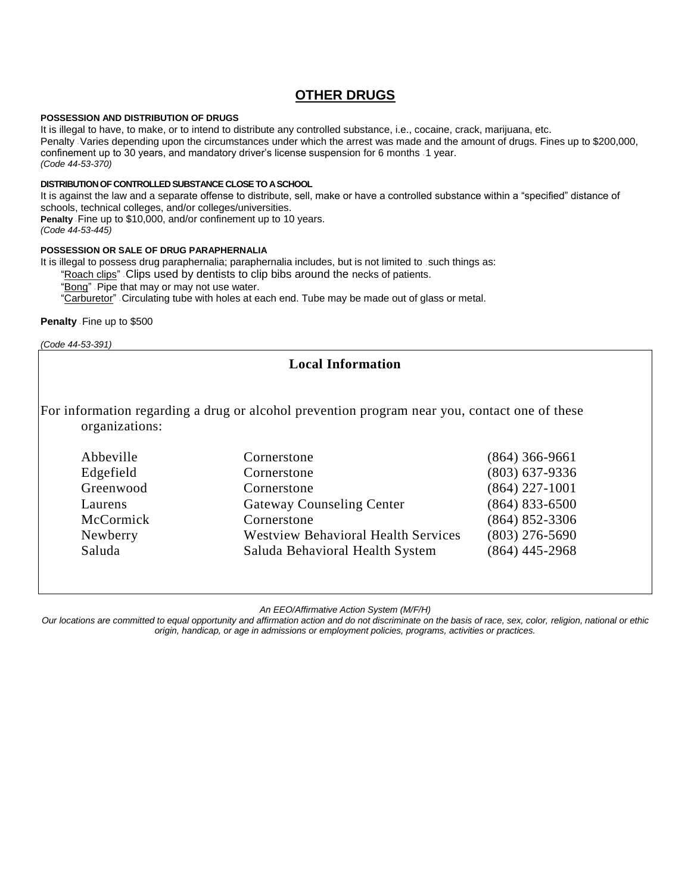## OTHER DRUGS

**POSSESSION AND DISTRIBUTION OF DRUGS**

It is illegal to have, to make, or to intend to distribute any controlled substance, i.e., cocaine, crack, marijuana, etc.
Penalty - Varies depending upon the circumstances under which the arrest was made and the amount of drugs. Fines up to $200,000, confinement up to 30 years, and mandatory driver's license suspension for 6 months - 1 year.
*(Code 44-53-370)*

**DISTRIBUTION OF CONTROLLED SUBSTANCE CLOSE TO A SCHOOL**

It is against the law and a separate offense to distribute, sell, make or have a controlled substance within a "specified" distance of schools, technical colleges, and/or colleges/universities.
**Penalty** - Fine up to $10,000, and/or confinement up to 10 years.
*(Code 44-53-445)*

**POSSESSION OR SALE OF DRUG PARAPHERNALIA**

It is illegal to possess drug paraphernalia; paraphernalia includes, but is not limited to - such things as:

"Roach clips" - Clips used by dentists to clip bibs around the necks of patients.
"Bong" - Pipe that may or may not use water.
"Carburetor" - Circulating tube with holes at each end. Tube may be made out of glass or metal.

**Penalty** - Fine up to $500

*(Code 44-53-391)*

### Local Information

For information regarding a drug or alcohol prevention program near you, contact one of these organizations:

| | | |
|---|---|---|
| Abbeville | Cornerstone | (864) 366-9661 |
| Edgefield | Cornerstone | (803) 637-9336 |
| Greenwood | Cornerstone | (864) 227-1001 |
| Laurens | Gateway Counseling Center | (864) 833-6500 |
| McCormick | Cornerstone | (864) 852-3306 |
| Newberry | Westview Behavioral Health Services | (803) 276-5690 |
| Saluda | Saluda Behavioral Health System | (864) 445-2968 |

*An EEO/Affirmative Action System (M/F/H)*

*Our locations are committed to equal opportunity and affirmation action and do not discriminate on the basis of race, sex, color, religion, national or ethic origin, handicap, or age in admissions or employment policies, programs, activities or practices.*